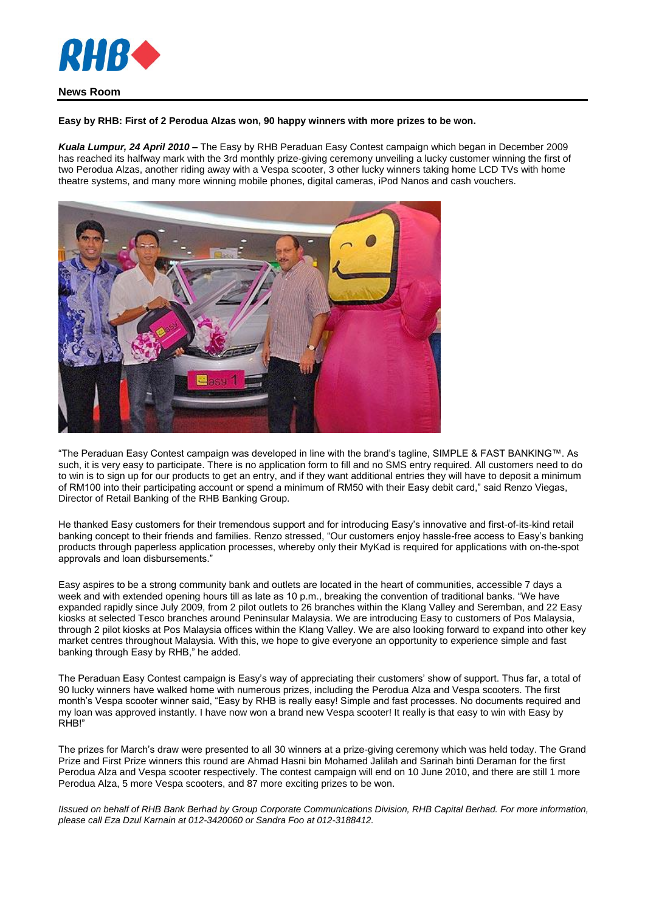**News Room**

**Easy by RHB: First of 2 Perodua Alzas won, 90 happy winners with more prizes to be won.**

***Kuala Lumpur, 24 April 2010 –*** The Easy by RHB Peraduan Easy Contest campaign which began in December 2009 has reached its halfway mark with the 3rd monthly prize-giving ceremony unveiling a lucky customer winning the first of two Perodua Alzas, another riding away with a Vespa scooter, 3 other lucky winners taking home LCD TVs with home theatre systems, and many more winning mobile phones, digital cameras, iPod Nanos and cash vouchers.

"The Peraduan Easy Contest campaign was developed in line with the brand's tagline, SIMPLE & FAST BANKING™. As such, it is very easy to participate. There is no application form to fill and no SMS entry required. All customers need to do to win is to sign up for our products to get an entry, and if they want additional entries they will have to deposit a minimum of RM100 into their participating account or spend a minimum of RM50 with their Easy debit card," said Renzo Viegas, Director of Retail Banking of the RHB Banking Group.

He thanked Easy customers for their tremendous support and for introducing Easy's innovative and first-of-its-kind retail banking concept to their friends and families. Renzo stressed, "Our customers enjoy hassle-free access to Easy's banking products through paperless application processes, whereby only their MyKad is required for applications with on-the-spot approvals and loan disbursements."

Easy aspires to be a strong community bank and outlets are located in the heart of communities, accessible 7 days a week and with extended opening hours till as late as 10 p.m., breaking the convention of traditional banks. "We have expanded rapidly since July 2009, from 2 pilot outlets to 26 branches within the Klang Valley and Seremban, and 22 Easy kiosks at selected Tesco branches around Peninsular Malaysia. We are introducing Easy to customers of Pos Malaysia, through 2 pilot kiosks at Pos Malaysia offices within the Klang Valley. We are also looking forward to expand into other key market centres throughout Malaysia. With this, we hope to give everyone an opportunity to experience simple and fast banking through Easy by RHB," he added.

The Peraduan Easy Contest campaign is Easy's way of appreciating their customers' show of support. Thus far, a total of 90 lucky winners have walked home with numerous prizes, including the Perodua Alza and Vespa scooters. The first month's Vespa scooter winner said, "Easy by RHB is really easy! Simple and fast processes. No documents required and my loan was approved instantly. I have now won a brand new Vespa scooter! It really is that easy to win with Easy by RHB!"

The prizes for March's draw were presented to all 30 winners at a prize-giving ceremony which was held today. The Grand Prize and First Prize winners this round are Ahmad Hasni bin Mohamed Jalilah and Sarinah binti Deraman for the first Perodua Alza and Vespa scooter respectively. The contest campaign will end on 10 June 2010, and there are still 1 more Perodua Alza, 5 more Vespa scooters, and 87 more exciting prizes to be won.

*IIssued on behalf of RHB Bank Berhad by Group Corporate Communications Division, RHB Capital Berhad. For more information, please call Eza Dzul Karnain at 012-3420060 or Sandra Foo at 012-3188412.*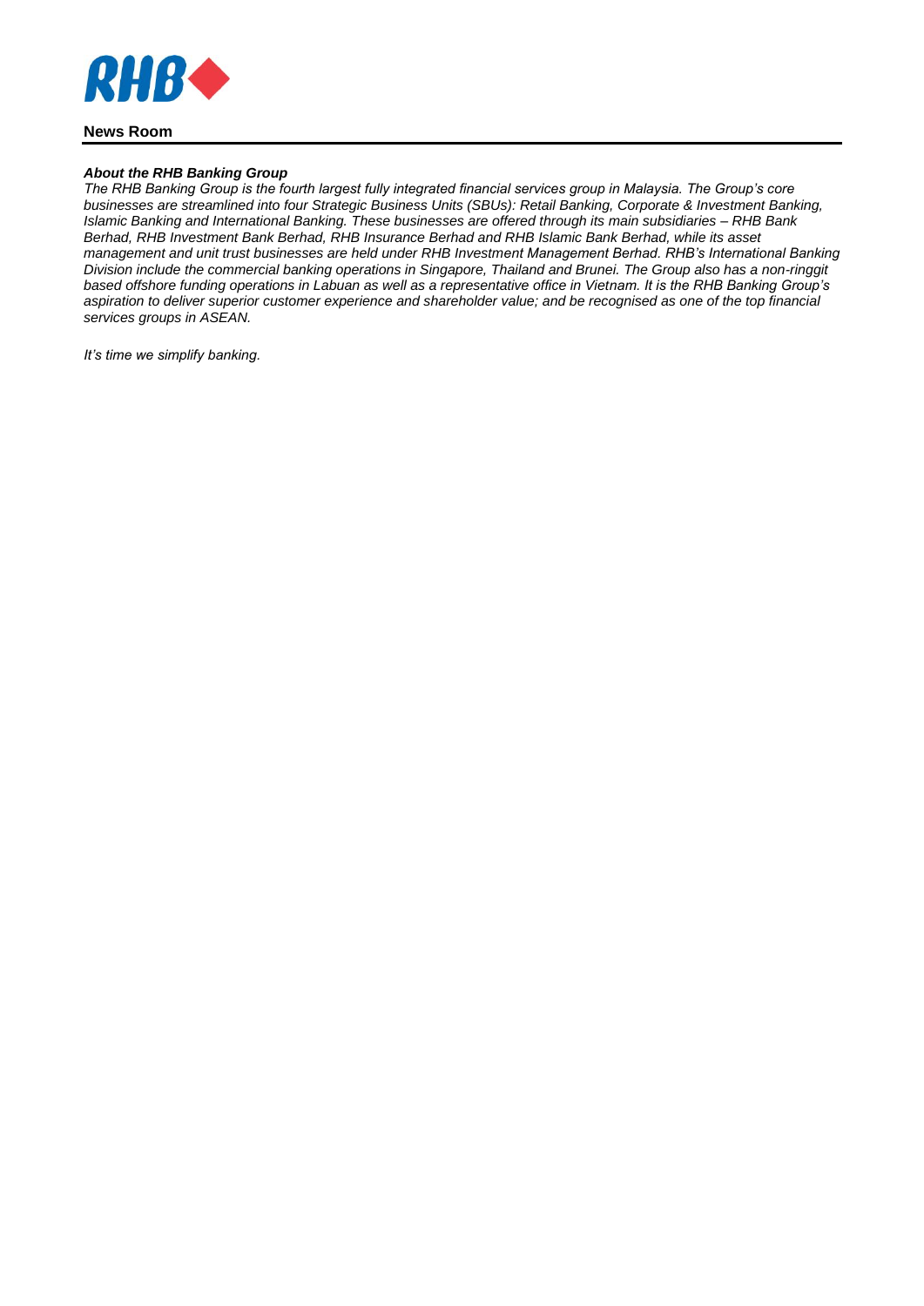**News Room**

***About the RHB Banking Group***

*The RHB Banking Group is the fourth largest fully integrated financial services group in Malaysia. The Group's core businesses are streamlined into four Strategic Business Units (SBUs): Retail Banking, Corporate & Investment Banking, Islamic Banking and International Banking. These businesses are offered through its main subsidiaries – RHB Bank Berhad, RHB Investment Bank Berhad, RHB Insurance Berhad and RHB Islamic Bank Berhad, while its asset management and unit trust businesses are held under RHB Investment Management Berhad. RHB's International Banking Division include the commercial banking operations in Singapore, Thailand and Brunei. The Group also has a non-ringgit based offshore funding operations in Labuan as well as a representative office in Vietnam. It is the RHB Banking Group's aspiration to deliver superior customer experience and shareholder value; and be recognised as one of the top financial services groups in ASEAN.*

*It's time we simplify banking.*